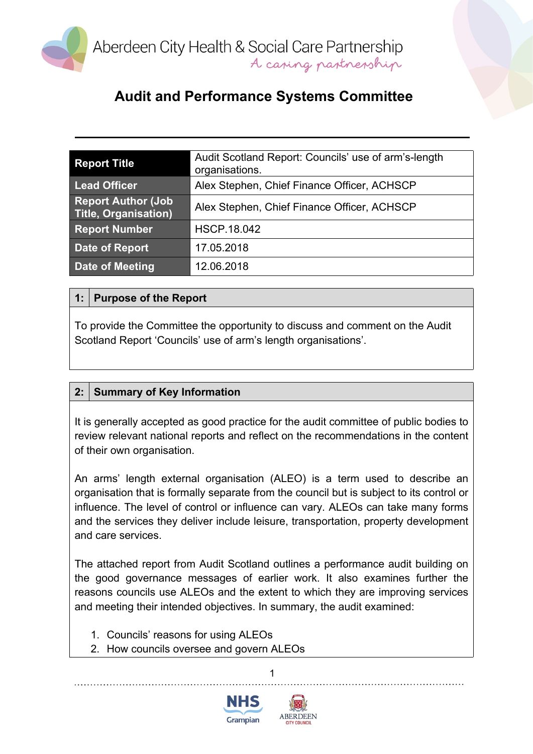Aberdeen City Health & Social Care Partnership

*A caring partnership*

# Audit and Performance Systems Committee

| Report Title | Audit Scotland Report: Councils' use of arm's-length organisations. |
|---|---|
| Lead Officer | Alex Stephen, Chief Finance Officer, ACHSCP |
| Report Author (Job Title, Organisation) | Alex Stephen, Chief Finance Officer, ACHSCP |
| Report Number | HSCP.18.042 |
| Date of Report | 17.05.2018 |
| Date of Meeting | 12.06.2018 |

## 1: Purpose of the Report

To provide the Committee the opportunity to discuss and comment on the Audit Scotland Report 'Councils' use of arm's length organisations'.

## 2: Summary of Key Information

It is generally accepted as good practice for the audit committee of public bodies to review relevant national reports and reflect on the recommendations in the content of their own organisation.

An arms' length external organisation (ALEO) is a term used to describe an organisation that is formally separate from the council but is subject to its control or influence. The level of control or influence can vary. ALEOs can take many forms and the services they deliver include leisure, transportation, property development and care services.

The attached report from Audit Scotland outlines a performance audit building on the good governance messages of earlier work. It also examines further the reasons councils use ALEOs and the extent to which they are improving services and meeting their intended objectives. In summary, the audit examined:

1. Councils' reasons for using ALEOs
2. How councils oversee and govern ALEOs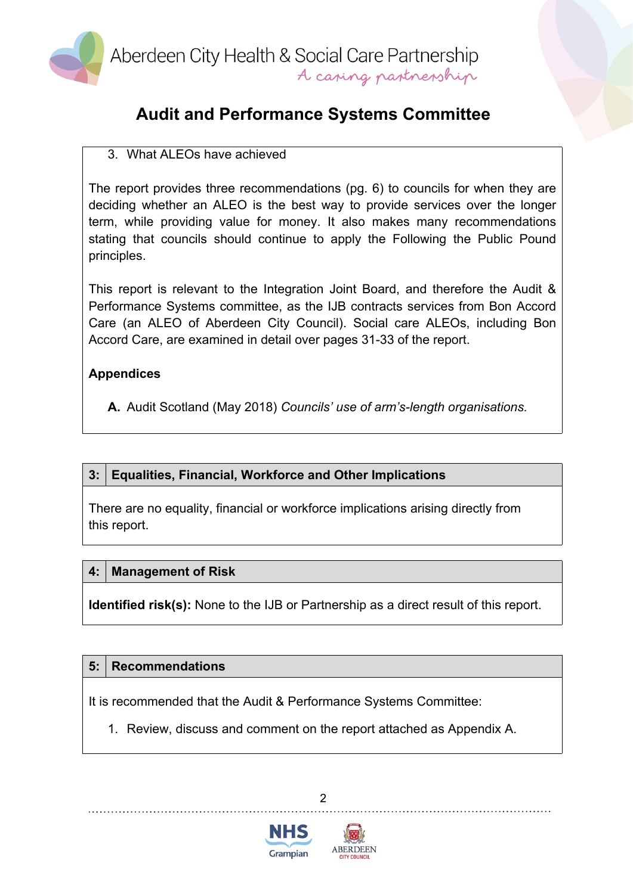# Audit and Performance Systems Committee

3. What ALEOs have achieved

The report provides three recommendations (pg. 6) to councils for when they are deciding whether an ALEO is the best way to provide services over the longer term, while providing value for money. It also makes many recommendations stating that councils should continue to apply the Following the Public Pound principles.

This report is relevant to the Integration Joint Board, and therefore the Audit & Performance Systems committee, as the IJB contracts services from Bon Accord Care (an ALEO of Aberdeen City Council). Social care ALEOs, including Bon Accord Care, are examined in detail over pages 31-33 of the report.

**Appendices**

**A.** Audit Scotland (May 2018) *Councils' use of arm's-length organisations.*

## 3: Equalities, Financial, Workforce and Other Implications

There are no equality, financial or workforce implications arising directly from this report.

## 4: Management of Risk

**Identified risk(s):** None to the IJB or Partnership as a direct result of this report.

## 5: Recommendations

It is recommended that the Audit & Performance Systems Committee:

1. Review, discuss and comment on the report attached as Appendix A.